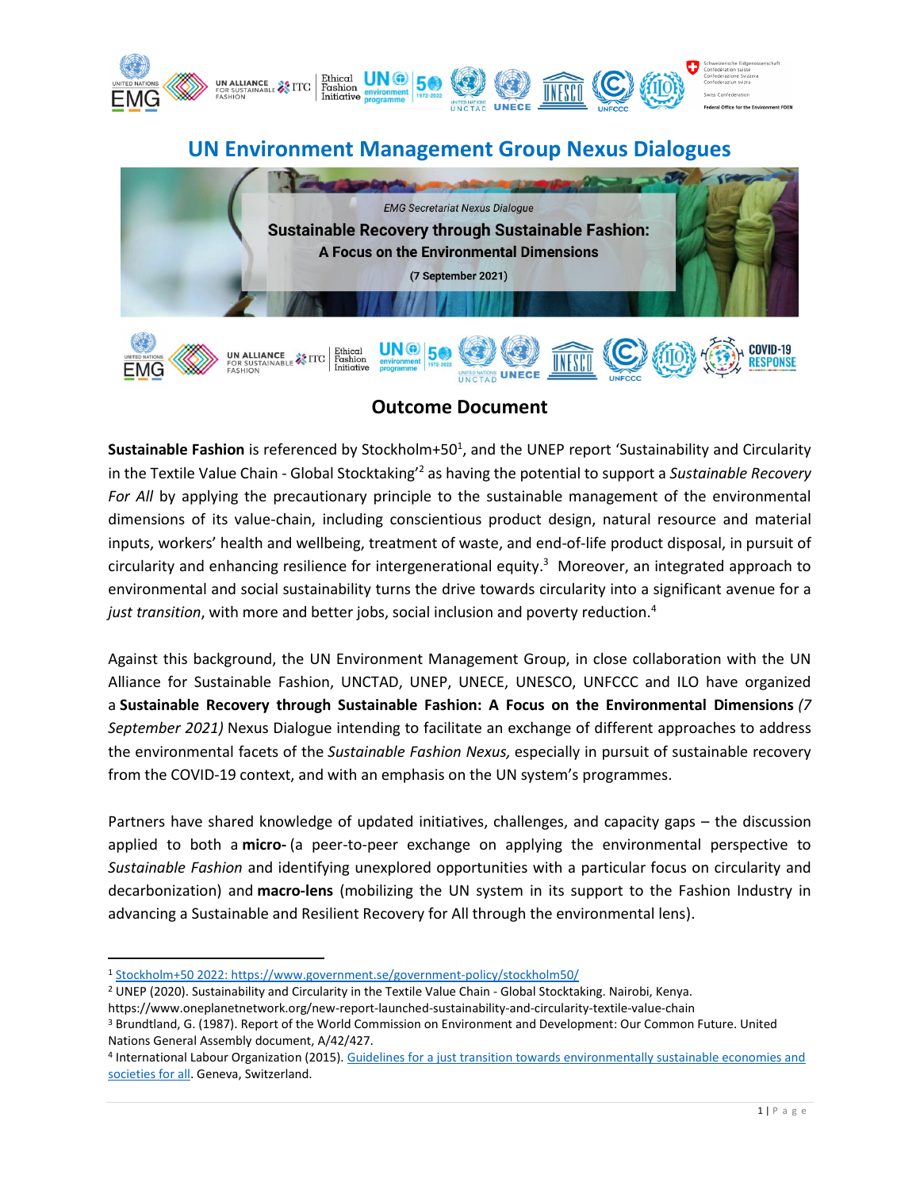# UN Environment Management Group Nexus Dialogues

*EMG Secretariat Nexus Dialogue*

**Sustainable Recovery through Sustainable Fashion: A Focus on the Environmental Dimensions**

**(7 September 2021)**

## Outcome Document

**Sustainable Fashion** is referenced by Stockholm+50[1], and the UNEP report 'Sustainability and Circularity in the Textile Value Chain - Global Stocktaking'[2] as having the potential to support a *Sustainable Recovery For All* by applying the precautionary principle to the sustainable management of the environmental dimensions of its value-chain, including conscientious product design, natural resource and material inputs, workers' health and wellbeing, treatment of waste, and end-of-life product disposal, in pursuit of circularity and enhancing resilience for intergenerational equity.[3] Moreover, an integrated approach to environmental and social sustainability turns the drive towards circularity into a significant avenue for a *just transition*, with more and better jobs, social inclusion and poverty reduction.[4]

Against this background, the UN Environment Management Group, in close collaboration with the UN Alliance for Sustainable Fashion, UNCTAD, UNEP, UNECE, UNESCO, UNFCCC and ILO have organized a **Sustainable Recovery through Sustainable Fashion: A Focus on the Environmental Dimensions** *(7 September 2021)* Nexus Dialogue intending to facilitate an exchange of different approaches to address the environmental facets of the *Sustainable Fashion Nexus,* especially in pursuit of sustainable recovery from the COVID-19 context, and with an emphasis on the UN system's programmes.

Partners have shared knowledge of updated initiatives, challenges, and capacity gaps – the discussion applied to both a **micro-** (a peer-to-peer exchange on applying the environmental perspective to *Sustainable Fashion* and identifying unexplored opportunities with a particular focus on circularity and decarbonization) and **macro-lens** (mobilizing the UN system in its support to the Fashion Industry in advancing a Sustainable and Resilient Recovery for All through the environmental lens).

---

[1] Stockholm+50 2022: https://www.government.se/government-policy/stockholm50/

[2] UNEP (2020). Sustainability and Circularity in the Textile Value Chain - Global Stocktaking. Nairobi, Kenya. https://www.oneplanetnetwork.org/new-report-launched-sustainability-and-circularity-textile-value-chain

[3] Brundtland, G. (1987). Report of the World Commission on Environment and Development: Our Common Future. United Nations General Assembly document, A/42/427.

[4] International Labour Organization (2015). Guidelines for a just transition towards environmentally sustainable economies and societies for all. Geneva, Switzerland.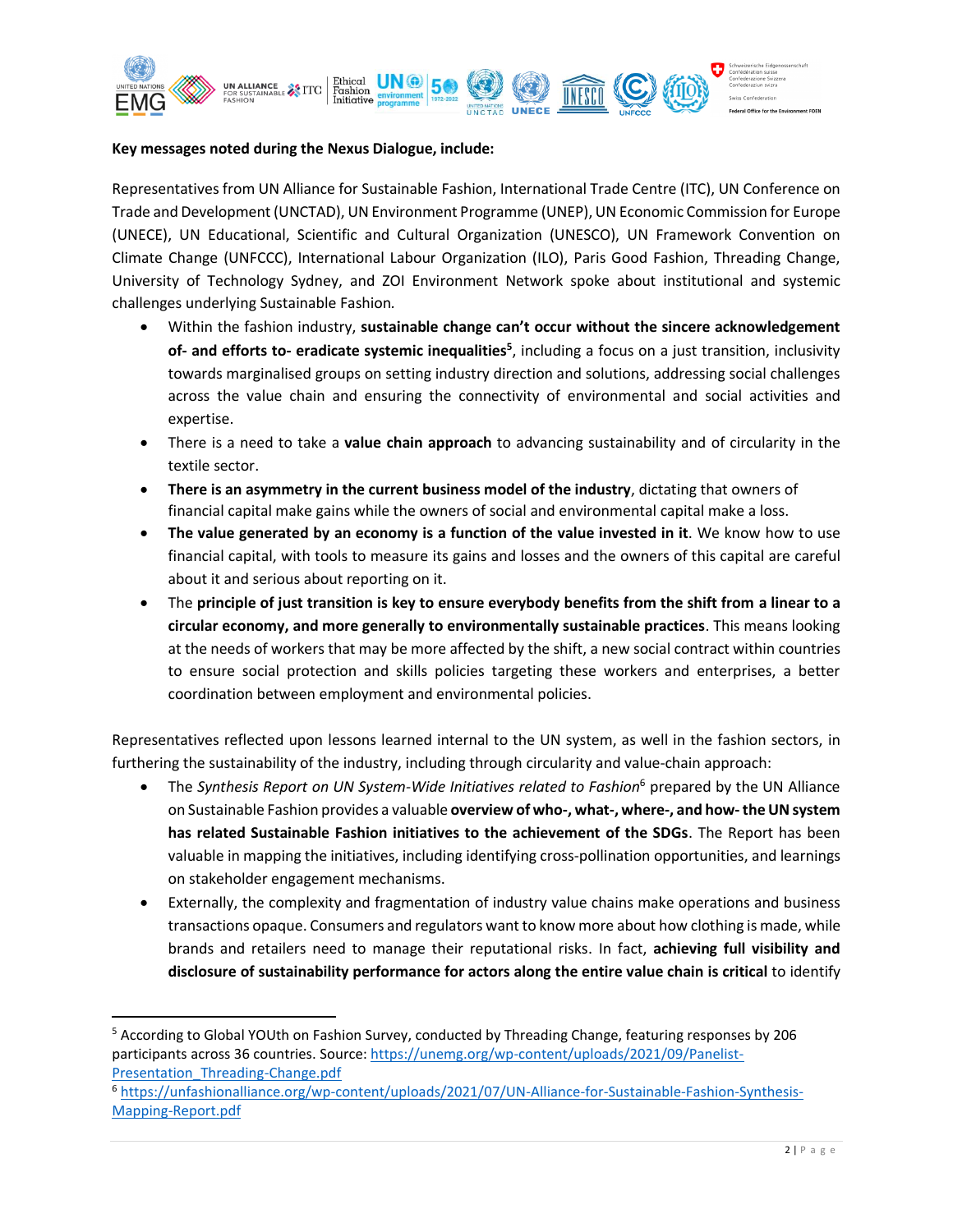**Key messages noted during the Nexus Dialogue, include:**

Representatives from UN Alliance for Sustainable Fashion, International Trade Centre (ITC), UN Conference on Trade and Development (UNCTAD), UN Environment Programme (UNEP), UN Economic Commission for Europe (UNECE), UN Educational, Scientific and Cultural Organization (UNESCO), UN Framework Convention on Climate Change (UNFCCC), International Labour Organization (ILO), Paris Good Fashion, Threading Change, University of Technology Sydney, and ZOI Environment Network spoke about institutional and systemic challenges underlying Sustainable Fashion.

- Within the fashion industry, **sustainable change can't occur without the sincere acknowledgement of- and efforts to- eradicate systemic inequalities**[5], including a focus on a just transition, inclusivity towards marginalised groups on setting industry direction and solutions, addressing social challenges across the value chain and ensuring the connectivity of environmental and social activities and expertise.
- There is a need to take a **value chain approach** to advancing sustainability and of circularity in the textile sector.
- **There is an asymmetry in the current business model of the industry**, dictating that owners of financial capital make gains while the owners of social and environmental capital make a loss.
- **The value generated by an economy is a function of the value invested in it**. We know how to use financial capital, with tools to measure its gains and losses and the owners of this capital are careful about it and serious about reporting on it.
- The **principle of just transition is key to ensure everybody benefits from the shift from a linear to a circular economy, and more generally to environmentally sustainable practices**. This means looking at the needs of workers that may be more affected by the shift, a new social contract within countries to ensure social protection and skills policies targeting these workers and enterprises, a better coordination between employment and environmental policies.

Representatives reflected upon lessons learned internal to the UN system, as well in the fashion sectors, in furthering the sustainability of the industry, including through circularity and value-chain approach:

- The *Synthesis Report on UN System-Wide Initiatives related to Fashion*[6] prepared by the UN Alliance on Sustainable Fashion provides a valuable **overview of who-, what-, where-, and how- the UN system has related Sustainable Fashion initiatives to the achievement of the SDGs**. The Report has been valuable in mapping the initiatives, including identifying cross-pollination opportunities, and learnings on stakeholder engagement mechanisms.
- Externally, the complexity and fragmentation of industry value chains make operations and business transactions opaque. Consumers and regulators want to know more about how clothing is made, while brands and retailers need to manage their reputational risks. In fact, **achieving full visibility and disclosure of sustainability performance for actors along the entire value chain is critical** to identify

---

[5] According to Global YOUth on Fashion Survey, conducted by Threading Change, featuring responses by 206 participants across 36 countries. Source: https://unemg.org/wp-content/uploads/2021/09/Panelist-Presentation_Threading-Change.pdf

[6] https://unfashionalliance.org/wp-content/uploads/2021/07/UN-Alliance-for-Sustainable-Fashion-Synthesis-Mapping-Report.pdf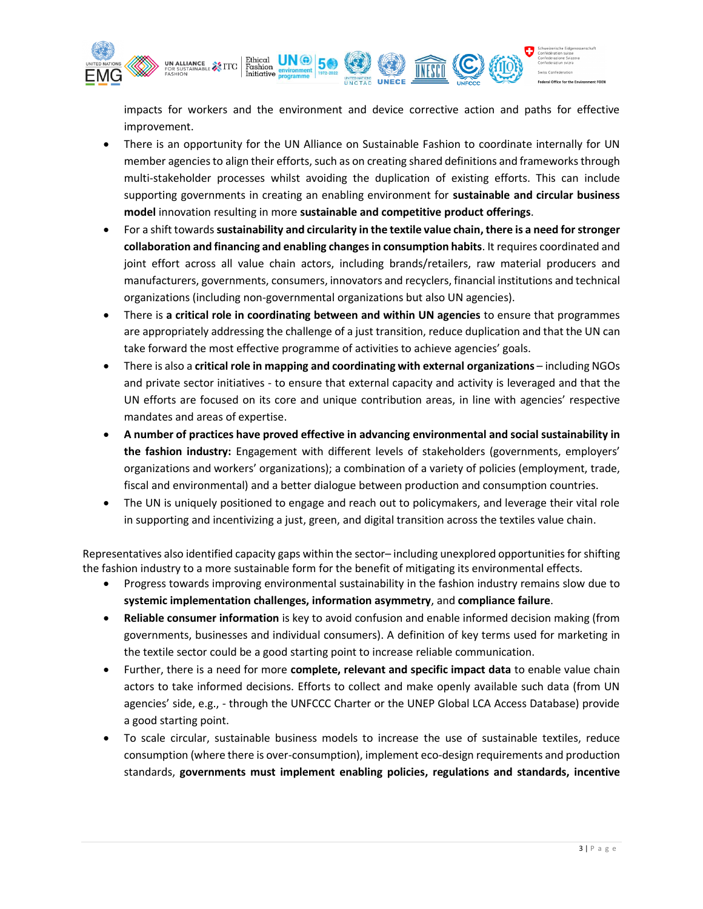impacts for workers and the environment and device corrective action and paths for effective improvement.

- There is an opportunity for the UN Alliance on Sustainable Fashion to coordinate internally for UN member agencies to align their efforts, such as on creating shared definitions and frameworks through multi-stakeholder processes whilst avoiding the duplication of existing efforts. This can include supporting governments in creating an enabling environment for **sustainable and circular business model** innovation resulting in more **sustainable and competitive product offerings**.
- For a shift towards **sustainability and circularity in the textile value chain, there is a need for stronger collaboration and financing and enabling changes in consumption habits**. It requires coordinated and joint effort across all value chain actors, including brands/retailers, raw material producers and manufacturers, governments, consumers, innovators and recyclers, financial institutions and technical organizations (including non-governmental organizations but also UN agencies).
- There is **a critical role in coordinating between and within UN agencies** to ensure that programmes are appropriately addressing the challenge of a just transition, reduce duplication and that the UN can take forward the most effective programme of activities to achieve agencies' goals.
- There is also a **critical role in mapping and coordinating with external organizations** – including NGOs and private sector initiatives - to ensure that external capacity and activity is leveraged and that the UN efforts are focused on its core and unique contribution areas, in line with agencies' respective mandates and areas of expertise.
- **A number of practices have proved effective in advancing environmental and social sustainability in the fashion industry:** Engagement with different levels of stakeholders (governments, employers' organizations and workers' organizations); a combination of a variety of policies (employment, trade, fiscal and environmental) and a better dialogue between production and consumption countries.
- The UN is uniquely positioned to engage and reach out to policymakers, and leverage their vital role in supporting and incentivizing a just, green, and digital transition across the textiles value chain.

Representatives also identified capacity gaps within the sector– including unexplored opportunities for shifting the fashion industry to a more sustainable form for the benefit of mitigating its environmental effects.

- Progress towards improving environmental sustainability in the fashion industry remains slow due to **systemic implementation challenges, information asymmetry**, and **compliance failure**.
- **Reliable consumer information** is key to avoid confusion and enable informed decision making (from governments, businesses and individual consumers). A definition of key terms used for marketing in the textile sector could be a good starting point to increase reliable communication.
- Further, there is a need for more **complete, relevant and specific impact data** to enable value chain actors to take informed decisions. Efforts to collect and make openly available such data (from UN agencies' side, e.g., - through the UNFCCC Charter or the UNEP Global LCA Access Database) provide a good starting point.
- To scale circular, sustainable business models to increase the use of sustainable textiles, reduce consumption (where there is over-consumption), implement eco-design requirements and production standards, **governments must implement enabling policies, regulations and standards, incentive**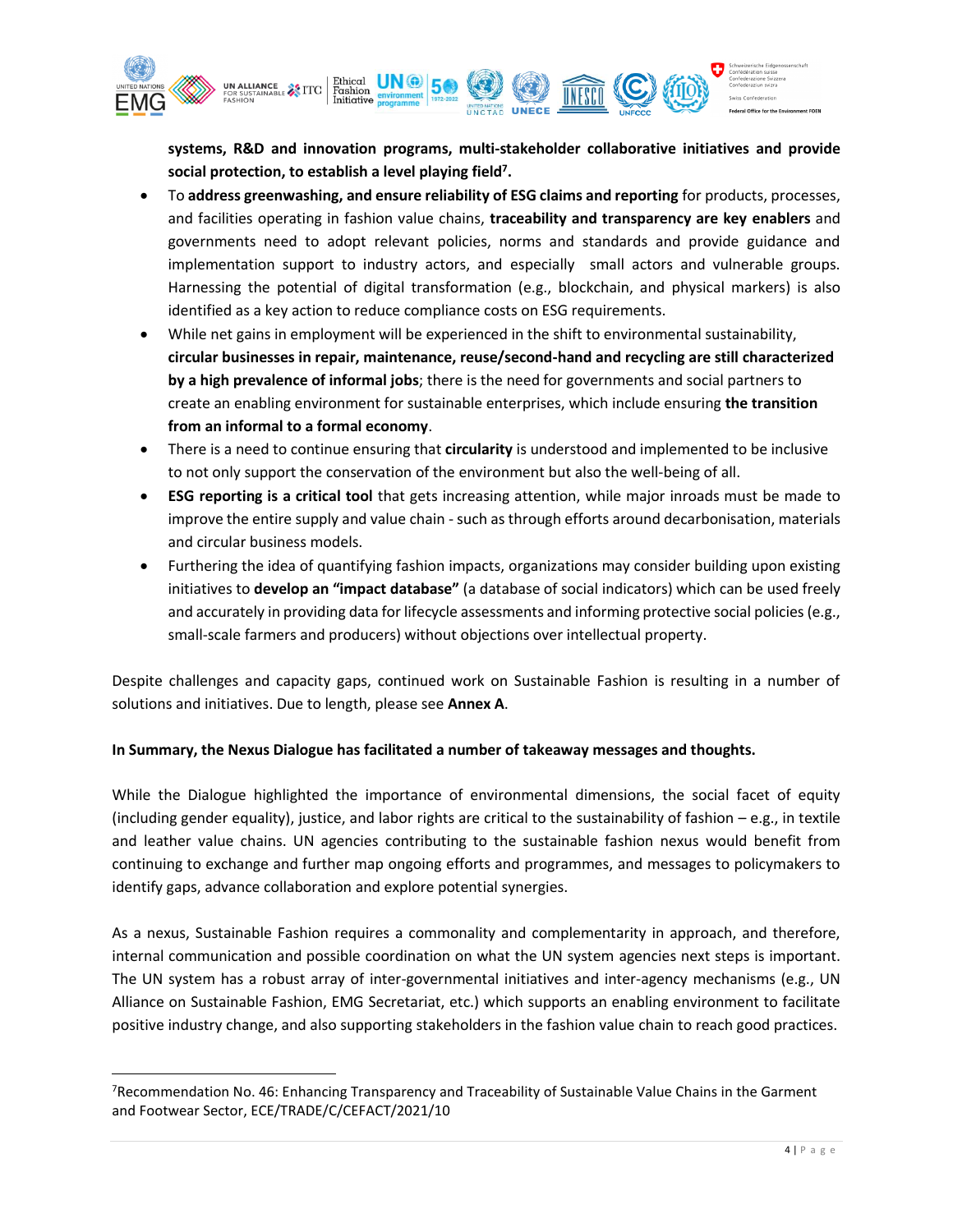**systems, R&D and innovation programs, multi-stakeholder collaborative initiatives and provide social protection, to establish a level playing field[7].**

- To **address greenwashing, and ensure reliability of ESG claims and reporting** for products, processes, and facilities operating in fashion value chains, **traceability and transparency are key enablers** and governments need to adopt relevant policies, norms and standards and provide guidance and implementation support to industry actors, and especially small actors and vulnerable groups. Harnessing the potential of digital transformation (e.g., blockchain, and physical markers) is also identified as a key action to reduce compliance costs on ESG requirements.
- While net gains in employment will be experienced in the shift to environmental sustainability, **circular businesses in repair, maintenance, reuse/second-hand and recycling are still characterized by a high prevalence of informal jobs**; there is the need for governments and social partners to create an enabling environment for sustainable enterprises, which include ensuring **the transition from an informal to a formal economy**.
- There is a need to continue ensuring that **circularity** is understood and implemented to be inclusive to not only support the conservation of the environment but also the well-being of all.
- **ESG reporting is a critical tool** that gets increasing attention, while major inroads must be made to improve the entire supply and value chain - such as through efforts around decarbonisation, materials and circular business models.
- Furthering the idea of quantifying fashion impacts, organizations may consider building upon existing initiatives to **develop an "impact database"** (a database of social indicators) which can be used freely and accurately in providing data for lifecycle assessments and informing protective social policies (e.g., small-scale farmers and producers) without objections over intellectual property.

Despite challenges and capacity gaps, continued work on Sustainable Fashion is resulting in a number of solutions and initiatives. Due to length, please see **Annex A**.

**In Summary, the Nexus Dialogue has facilitated a number of takeaway messages and thoughts.**

While the Dialogue highlighted the importance of environmental dimensions, the social facet of equity (including gender equality), justice, and labor rights are critical to the sustainability of fashion – e.g., in textile and leather value chains. UN agencies contributing to the sustainable fashion nexus would benefit from continuing to exchange and further map ongoing efforts and programmes, and messages to policymakers to identify gaps, advance collaboration and explore potential synergies.

As a nexus, Sustainable Fashion requires a commonality and complementarity in approach, and therefore, internal communication and possible coordination on what the UN system agencies next steps is important. The UN system has a robust array of inter-governmental initiatives and inter-agency mechanisms (e.g., UN Alliance on Sustainable Fashion, EMG Secretariat, etc.) which supports an enabling environment to facilitate positive industry change, and also supporting stakeholders in the fashion value chain to reach good practices.

---

[7] Recommendation No. 46: Enhancing Transparency and Traceability of Sustainable Value Chains in the Garment and Footwear Sector, ECE/TRADE/C/CEFACT/2021/10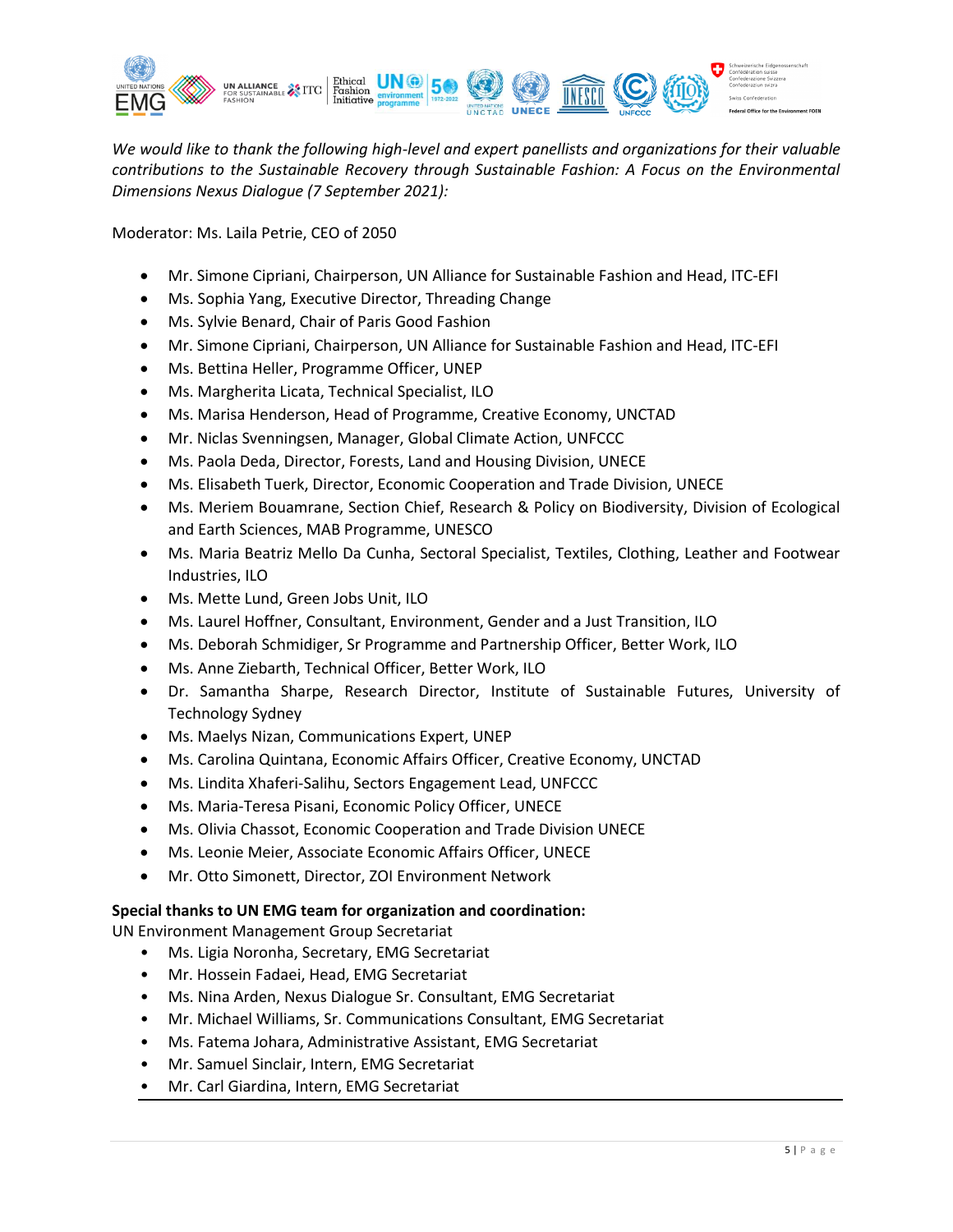*We would like to thank the following high-level and expert panellists and organizations for their valuable contributions to the Sustainable Recovery through Sustainable Fashion: A Focus on the Environmental Dimensions Nexus Dialogue (7 September 2021):*

Moderator: Ms. Laila Petrie, CEO of 2050

- Mr. Simone Cipriani, Chairperson, UN Alliance for Sustainable Fashion and Head, ITC-EFI
- Ms. Sophia Yang, Executive Director, Threading Change
- Ms. Sylvie Benard, Chair of Paris Good Fashion
- Mr. Simone Cipriani, Chairperson, UN Alliance for Sustainable Fashion and Head, ITC-EFI
- Ms. Bettina Heller, Programme Officer, UNEP
- Ms. Margherita Licata, Technical Specialist, ILO
- Ms. Marisa Henderson, Head of Programme, Creative Economy, UNCTAD
- Mr. Niclas Svenningsen, Manager, Global Climate Action, UNFCCC
- Ms. Paola Deda, Director, Forests, Land and Housing Division, UNECE
- Ms. Elisabeth Tuerk, Director, Economic Cooperation and Trade Division, UNECE
- Ms. Meriem Bouamrane, Section Chief, Research & Policy on Biodiversity, Division of Ecological and Earth Sciences, MAB Programme, UNESCO
- Ms. Maria Beatriz Mello Da Cunha, Sectoral Specialist, Textiles, Clothing, Leather and Footwear Industries, ILO
- Ms. Mette Lund, Green Jobs Unit, ILO
- Ms. Laurel Hoffner, Consultant, Environment, Gender and a Just Transition, ILO
- Ms. Deborah Schmidiger, Sr Programme and Partnership Officer, Better Work, ILO
- Ms. Anne Ziebarth, Technical Officer, Better Work, ILO
- Dr. Samantha Sharpe, Research Director, Institute of Sustainable Futures, University of Technology Sydney
- Ms. Maelys Nizan, Communications Expert, UNEP
- Ms. Carolina Quintana, Economic Affairs Officer, Creative Economy, UNCTAD
- Ms. Lindita Xhaferi-Salihu, Sectors Engagement Lead, UNFCCC
- Ms. Maria-Teresa Pisani, Economic Policy Officer, UNECE
- Ms. Olivia Chassot, Economic Cooperation and Trade Division UNECE
- Ms. Leonie Meier, Associate Economic Affairs Officer, UNECE
- Mr. Otto Simonett, Director, ZOI Environment Network

**Special thanks to UN EMG team for organization and coordination:**

UN Environment Management Group Secretariat

- Ms. Ligia Noronha, Secretary, EMG Secretariat
- Mr. Hossein Fadaei, Head, EMG Secretariat
- Ms. Nina Arden, Nexus Dialogue Sr. Consultant, EMG Secretariat
- Mr. Michael Williams, Sr. Communications Consultant, EMG Secretariat
- Ms. Fatema Johara, Administrative Assistant, EMG Secretariat
- Mr. Samuel Sinclair, Intern, EMG Secretariat
- Mr. Carl Giardina, Intern, EMG Secretariat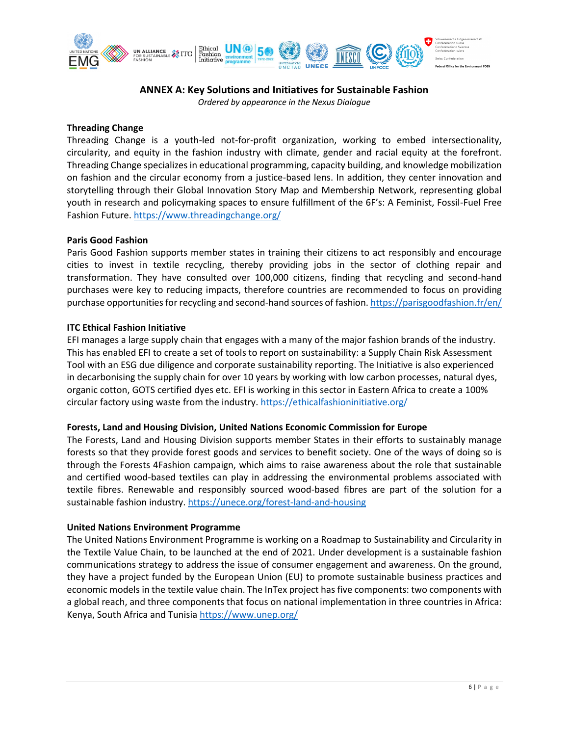## ANNEX A: Key Solutions and Initiatives for Sustainable Fashion

*Ordered by appearance in the Nexus Dialogue*

**Threading Change**

Threading Change is a youth-led not-for-profit organization, working to embed intersectionality, circularity, and equity in the fashion industry with climate, gender and racial equity at the forefront. Threading Change specializes in educational programming, capacity building, and knowledge mobilization on fashion and the circular economy from a justice-based lens. In addition, they center innovation and storytelling through their Global Innovation Story Map and Membership Network, representing global youth in research and policymaking spaces to ensure fulfillment of the 6F's: A Feminist, Fossil-Fuel Free Fashion Future. https://www.threadingchange.org/

**Paris Good Fashion**

Paris Good Fashion supports member states in training their citizens to act responsibly and encourage cities to invest in textile recycling, thereby providing jobs in the sector of clothing repair and transformation. They have consulted over 100,000 citizens, finding that recycling and second-hand purchases were key to reducing impacts, therefore countries are recommended to focus on providing purchase opportunities for recycling and second-hand sources of fashion. https://parisgoodfashion.fr/en/

**ITC Ethical Fashion Initiative**

EFI manages a large supply chain that engages with a many of the major fashion brands of the industry. This has enabled EFI to create a set of tools to report on sustainability: a Supply Chain Risk Assessment Tool with an ESG due diligence and corporate sustainability reporting. The Initiative is also experienced in decarbonising the supply chain for over 10 years by working with low carbon processes, natural dyes, organic cotton, GOTS certified dyes etc. EFI is working in this sector in Eastern Africa to create a 100% circular factory using waste from the industry. https://ethicalfashioninitiative.org/

**Forests, Land and Housing Division, United Nations Economic Commission for Europe**

The Forests, Land and Housing Division supports member States in their efforts to sustainably manage forests so that they provide forest goods and services to benefit society. One of the ways of doing so is through the Forests 4Fashion campaign, which aims to raise awareness about the role that sustainable and certified wood-based textiles can play in addressing the environmental problems associated with textile fibres. Renewable and responsibly sourced wood-based fibres are part of the solution for a sustainable fashion industry. https://unece.org/forest-land-and-housing

**United Nations Environment Programme**

The United Nations Environment Programme is working on a Roadmap to Sustainability and Circularity in the Textile Value Chain, to be launched at the end of 2021. Under development is a sustainable fashion communications strategy to address the issue of consumer engagement and awareness. On the ground, they have a project funded by the European Union (EU) to promote sustainable business practices and economic models in the textile value chain. The InTex project has five components: two components with a global reach, and three components that focus on national implementation in three countries in Africa: Kenya, South Africa and Tunisia https://www.unep.org/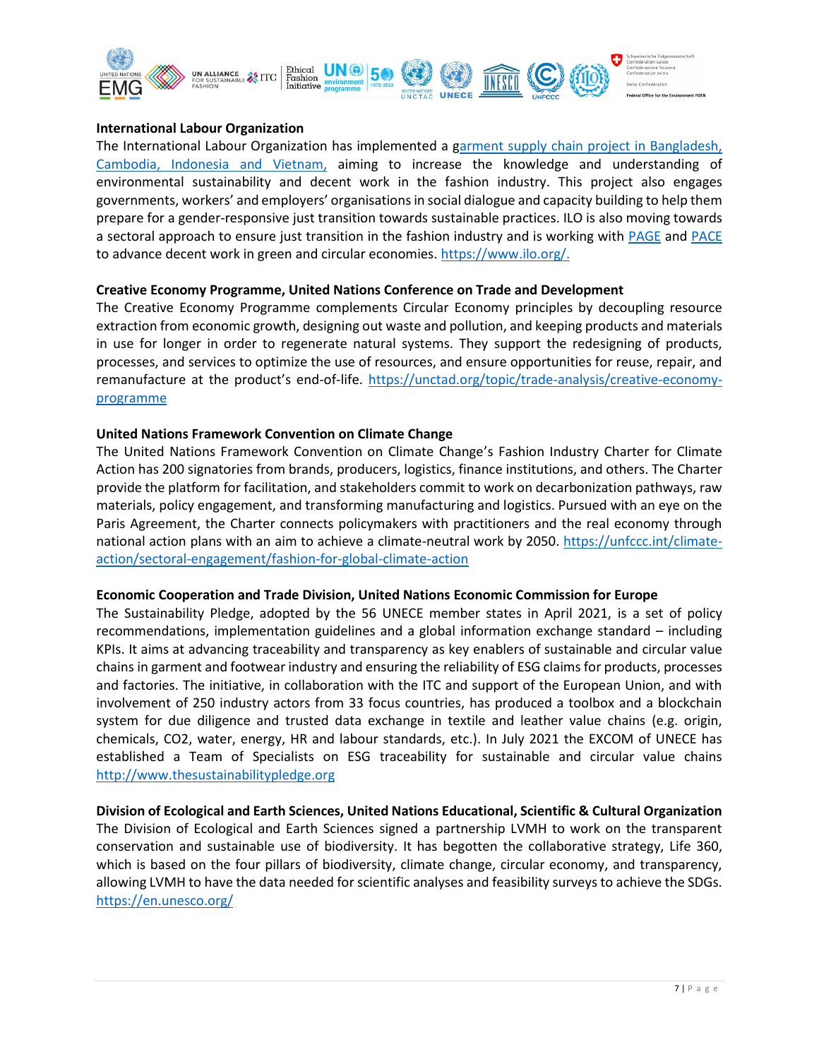**International Labour Organization**

The International Labour Organization has implemented a garment supply chain project in Bangladesh, Cambodia, Indonesia and Vietnam, aiming to increase the knowledge and understanding of environmental sustainability and decent work in the fashion industry. This project also engages governments, workers' and employers' organisations in social dialogue and capacity building to help them prepare for a gender-responsive just transition towards sustainable practices. ILO is also moving towards a sectoral approach to ensure just transition in the fashion industry and is working with PAGE and PACE to advance decent work in green and circular economies. https://www.ilo.org/.

**Creative Economy Programme, United Nations Conference on Trade and Development**

The Creative Economy Programme complements Circular Economy principles by decoupling resource extraction from economic growth, designing out waste and pollution, and keeping products and materials in use for longer in order to regenerate natural systems. They support the redesigning of products, processes, and services to optimize the use of resources, and ensure opportunities for reuse, repair, and remanufacture at the product's end-of-life. https://unctad.org/topic/trade-analysis/creative-economy-programme

**United Nations Framework Convention on Climate Change**

The United Nations Framework Convention on Climate Change's Fashion Industry Charter for Climate Action has 200 signatories from brands, producers, logistics, finance institutions, and others. The Charter provide the platform for facilitation, and stakeholders commit to work on decarbonization pathways, raw materials, policy engagement, and transforming manufacturing and logistics. Pursued with an eye on the Paris Agreement, the Charter connects policymakers with practitioners and the real economy through national action plans with an aim to achieve a climate-neutral work by 2050. https://unfccc.int/climate-action/sectoral-engagement/fashion-for-global-climate-action

**Economic Cooperation and Trade Division, United Nations Economic Commission for Europe**

The Sustainability Pledge, adopted by the 56 UNECE member states in April 2021, is a set of policy recommendations, implementation guidelines and a global information exchange standard – including KPIs. It aims at advancing traceability and transparency as key enablers of sustainable and circular value chains in garment and footwear industry and ensuring the reliability of ESG claims for products, processes and factories. The initiative, in collaboration with the ITC and support of the European Union, and with involvement of 250 industry actors from 33 focus countries, has produced a toolbox and a blockchain system for due diligence and trusted data exchange in textile and leather value chains (e.g. origin, chemicals, CO2, water, energy, HR and labour standards, etc.). In July 2021 the EXCOM of UNECE has established a Team of Specialists on ESG traceability for sustainable and circular value chains http://www.thesustainabilitypledge.org

**Division of Ecological and Earth Sciences, United Nations Educational, Scientific & Cultural Organization**

The Division of Ecological and Earth Sciences signed a partnership LVMH to work on the transparent conservation and sustainable use of biodiversity. It has begotten the collaborative strategy, Life 360, which is based on the four pillars of biodiversity, climate change, circular economy, and transparency, allowing LVMH to have the data needed for scientific analyses and feasibility surveys to achieve the SDGs. https://en.unesco.org/